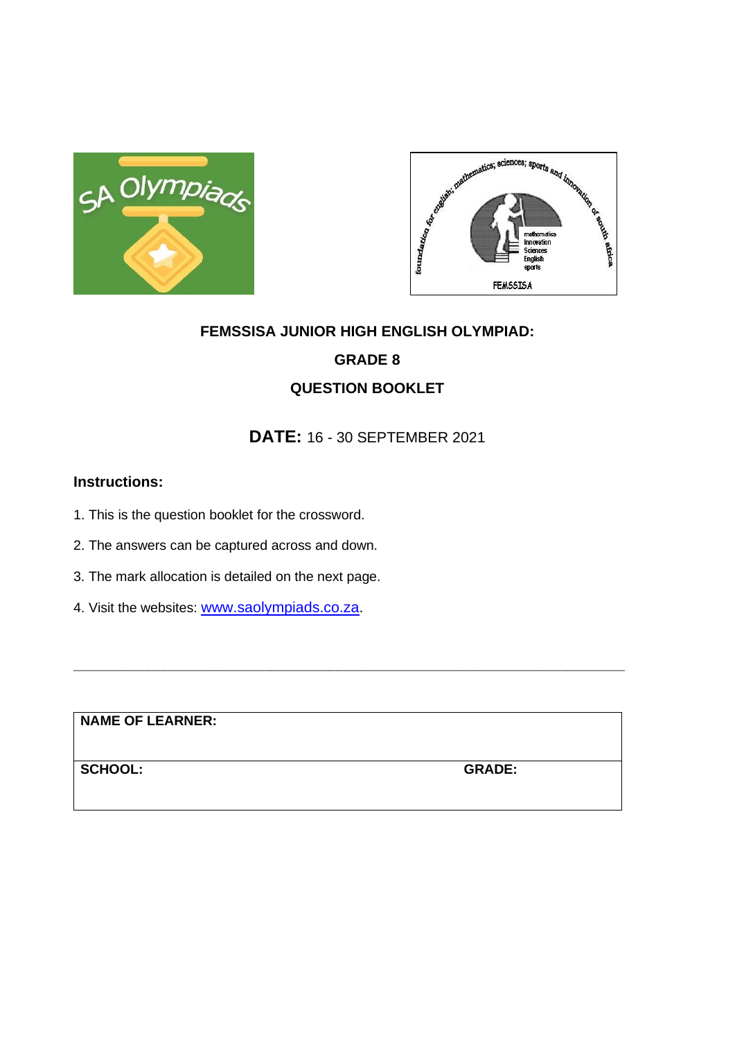# FEMSSISA JUNIOR HIGH ENGLISH OLYMPIAD:

## GRADE 8

## QUESTION BOOKLET

**DATE:** 16 - 30 SEPTEMBER 2021

**Instructions:**

1. This is the question booklet for the crossword.
2. The answers can be captured across and down.
3. The mark allocation is detailed on the next page.
4. Visit the websites: www.saolympiads.co.za.

---

| NAME OF LEARNER: | |
|---|---|
| SCHOOL: | GRADE: |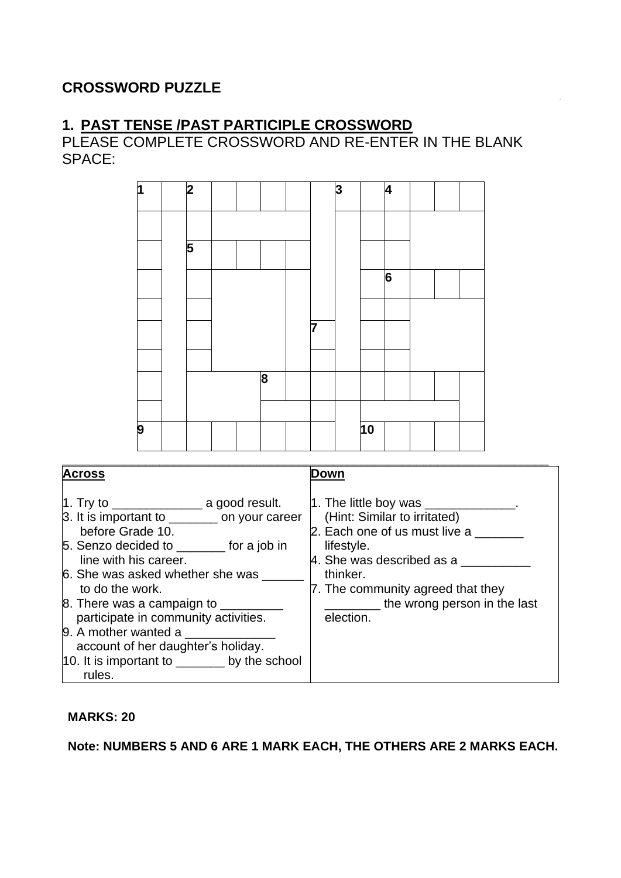**CROSSWORD PUZZLE**

## 1. PAST TENSE /PAST PARTICIPLE CROSSWORD

PLEASE COMPLETE CROSSWORD AND RE-ENTER IN THE BLANK SPACE:

| | | | | | | | | | | | | | |
|---|---|---|---|---|---|---|---|---|---|---|---|---|---|
| 1 | | 2 | | | | | | 3 | | 4 | | | |
| | | | | | | | | | | | | | |
| | | 5 | | | | | | | | | | | |
| | | | | | | | | | | 6 | | | |
| | | | | | | | | | | | | | |
| | | | | | | | 7 | | | | | | |
| | | | | | | | | | | | | | |
| | | | | | 8 | | | | | | | | |
| | | | | | | | | | | | | | |
| 9 | | | | | | | | | 10 | | | | |

| Across | Down |
|---|---|
| 1. Try to _____________ a good result.<br>3. It is important to _______ on your career before Grade 10.<br>5. Senzo decided to _______ for a job in line with his career.<br>6. She was asked whether she was ______ to do the work.<br>8. There was a campaign to _________ participate in community activities.<br>9. A mother wanted a _____________ account of her daughter's holiday.<br>10. It is important to _______ by the school rules. | 1. The little boy was _____________. (Hint: Similar to irritated)<br>2. Each one of us must live a _______ lifestyle.<br>4. She was described as a __________ thinker.<br>7. The community agreed that they ________ the wrong person in the last election. |

**MARKS: 20**

**Note: NUMBERS 5 AND 6 ARE 1 MARK EACH, THE OTHERS ARE 2 MARKS EACH.**